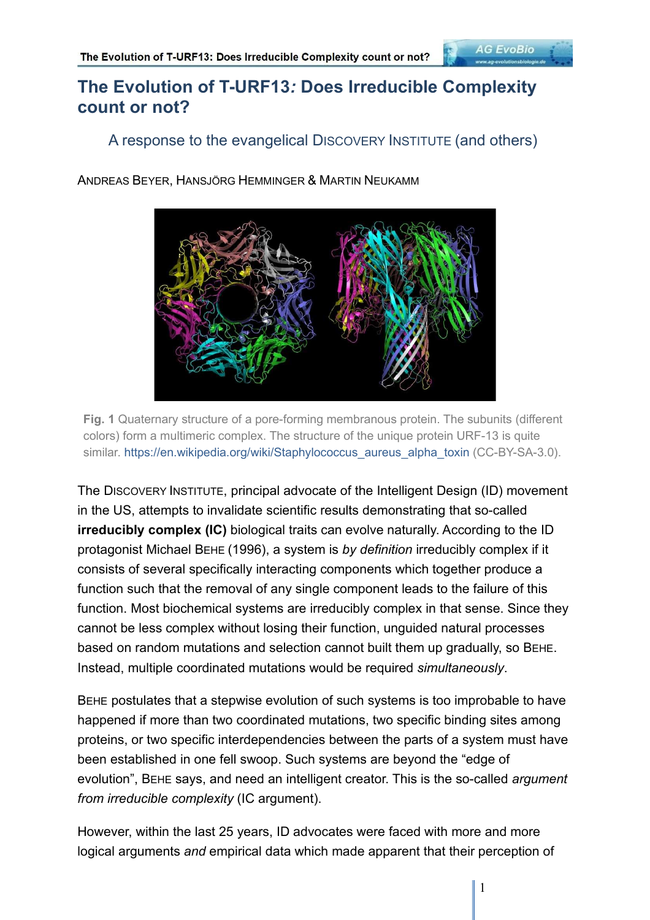# The Evolution of T-URF13*:* Does Irreducible Complexity count or not?

## A response to the evangelical DISCOVERY INSTITUTE (and others)

ANDREAS BEYER, HANSJÖRG HEMMINGER & MARTIN NEUKAMM

**Fig. 1** Quaternary structure of a pore-forming membranous protein. The subunits (different colors) form a multimeric complex. The structure of the unique protein URF-13 is quite similar. https://en.wikipedia.org/wiki/Staphylococcus_aureus_alpha_toxin (CC-BY-SA-3.0).

The DISCOVERY INSTITUTE, principal advocate of the Intelligent Design (ID) movement in the US, attempts to invalidate scientific results demonstrating that so-called **irreducibly complex (IC)** biological traits can evolve naturally. According to the ID protagonist Michael BEHE (1996), a system is *by definition* irreducibly complex if it consists of several specifically interacting components which together produce a function such that the removal of any single component leads to the failure of this function. Most biochemical systems are irreducibly complex in that sense. Since they cannot be less complex without losing their function, unguided natural processes based on random mutations and selection cannot built them up gradually, so BEHE. Instead, multiple coordinated mutations would be required *simultaneously*.

BEHE postulates that a stepwise evolution of such systems is too improbable to have happened if more than two coordinated mutations, two specific binding sites among proteins, or two specific interdependencies between the parts of a system must have been established in one fell swoop. Such systems are beyond the "edge of evolution", BEHE says, and need an intelligent creator. This is the so-called *argument from irreducible complexity* (IC argument).

However, within the last 25 years, ID advocates were faced with more and more logical arguments *and* empirical data which made apparent that their perception of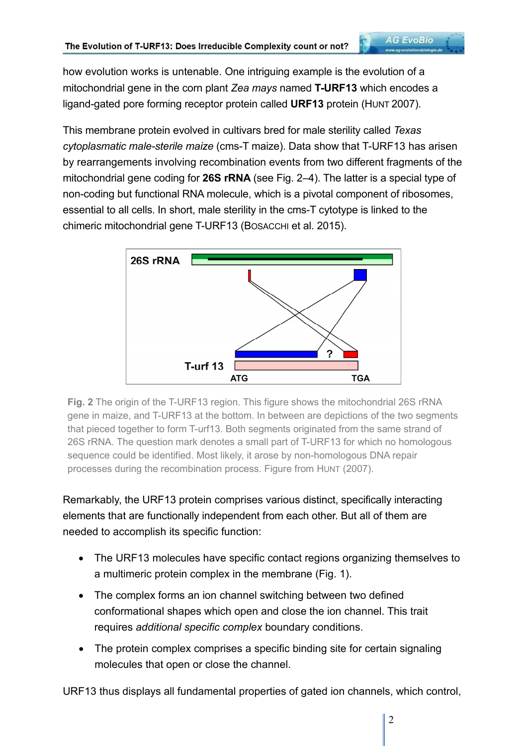how evolution works is untenable. One intriguing example is the evolution of a mitochondrial gene in the corn plant *Zea mays* named **T-URF13** which encodes a ligand-gated pore forming receptor protein called **URF13** protein (HUNT 2007).

This membrane protein evolved in cultivars bred for male sterility called *Texas cytoplasmatic male-sterile maize* (cms-T maize). Data show that T-URF13 has arisen by rearrangements involving recombination events from two different fragments of the mitochondrial gene coding for **26S rRNA** (see Fig. 2–4). The latter is a special type of non-coding but functional RNA molecule, which is a pivotal component of ribosomes, essential to all cells. In short, male sterility in the cms-T cytotype is linked to the chimeric mitochondrial gene T-URF13 (BOSACCHI et al. 2015).

**Fig. 2** The origin of the T-URF13 region. This figure shows the mitochondrial 26S rRNA gene in maize, and T-URF13 at the bottom. In between are depictions of the two segments that pieced together to form T-urf13. Both segments originated from the same strand of 26S rRNA. The question mark denotes a small part of T-URF13 for which no homologous sequence could be identified. Most likely, it arose by non-homologous DNA repair processes during the recombination process. Figure from HUNT (2007).

Remarkably, the URF13 protein comprises various distinct, specifically interacting elements that are functionally independent from each other. But all of them are needed to accomplish its specific function:

- The URF13 molecules have specific contact regions organizing themselves to a multimeric protein complex in the membrane (Fig. 1).
- The complex forms an ion channel switching between two defined conformational shapes which open and close the ion channel. This trait requires *additional specific complex* boundary conditions.
- The protein complex comprises a specific binding site for certain signaling molecules that open or close the channel.

URF13 thus displays all fundamental properties of gated ion channels, which control,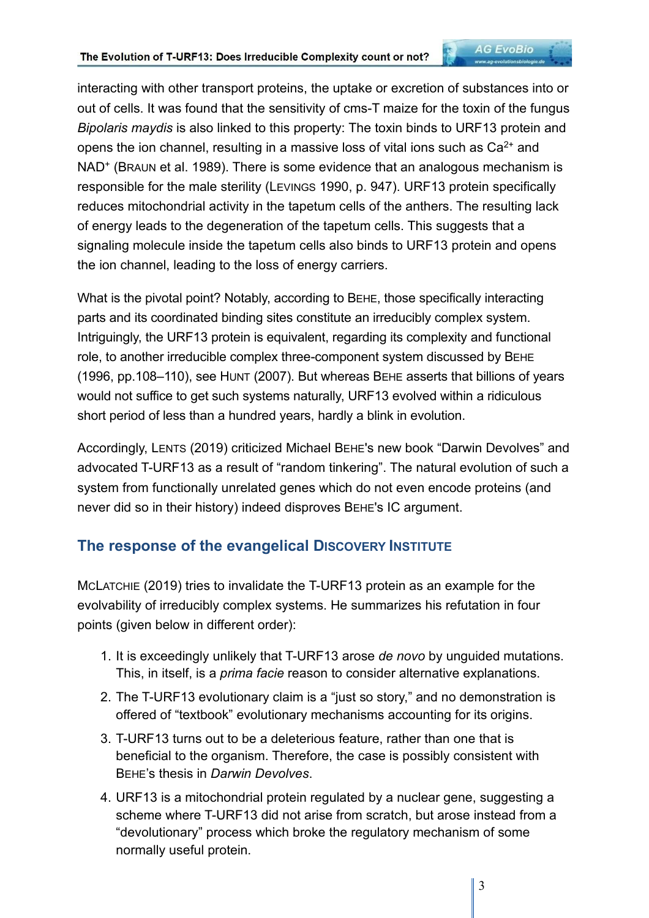interacting with other transport proteins, the uptake or excretion of substances into or out of cells. It was found that the sensitivity of cms-T maize for the toxin of the fungus *Bipolaris maydis* is also linked to this property: The toxin binds to URF13 protein and opens the ion channel, resulting in a massive loss of vital ions such as $Ca^{2+}$ and $NAD^+$ (BRAUN et al. 1989). There is some evidence that an analogous mechanism is responsible for the male sterility (LEVINGS 1990, p. 947). URF13 protein specifically reduces mitochondrial activity in the tapetum cells of the anthers. The resulting lack of energy leads to the degeneration of the tapetum cells. This suggests that a signaling molecule inside the tapetum cells also binds to URF13 protein and opens the ion channel, leading to the loss of energy carriers.

What is the pivotal point? Notably, according to BEHE, those specifically interacting parts and its coordinated binding sites constitute an irreducibly complex system. Intriguingly, the URF13 protein is equivalent, regarding its complexity and functional role, to another irreducible complex three-component system discussed by BEHE (1996, pp.108–110), see HUNT (2007). But whereas BEHE asserts that billions of years would not suffice to get such systems naturally, URF13 evolved within a ridiculous short period of less than a hundred years, hardly a blink in evolution.

Accordingly, LENTS (2019) criticized Michael BEHE's new book “Darwin Devolves” and advocated T-URF13 as a result of “random tinkering”. The natural evolution of such a system from functionally unrelated genes which do not even encode proteins (and never did so in their history) indeed disproves BEHE's IC argument.

## The response of the evangelical DISCOVERY INSTITUTE

MCLATCHIE (2019) tries to invalidate the T-URF13 protein as an example for the evolvability of irreducibly complex systems. He summarizes his refutation in four points (given below in different order):

1. It is exceedingly unlikely that T-URF13 arose *de novo* by unguided mutations. This, in itself, is a *prima facie* reason to consider alternative explanations.
2. The T-URF13 evolutionary claim is a “just so story,” and no demonstration is offered of “textbook” evolutionary mechanisms accounting for its origins.
3. T-URF13 turns out to be a deleterious feature, rather than one that is beneficial to the organism. Therefore, the case is possibly consistent with BEHE’s thesis in *Darwin Devolves*.
4. URF13 is a mitochondrial protein regulated by a nuclear gene, suggesting a scheme where T-URF13 did not arise from scratch, but arose instead from a “devolutionary” process which broke the regulatory mechanism of some normally useful protein.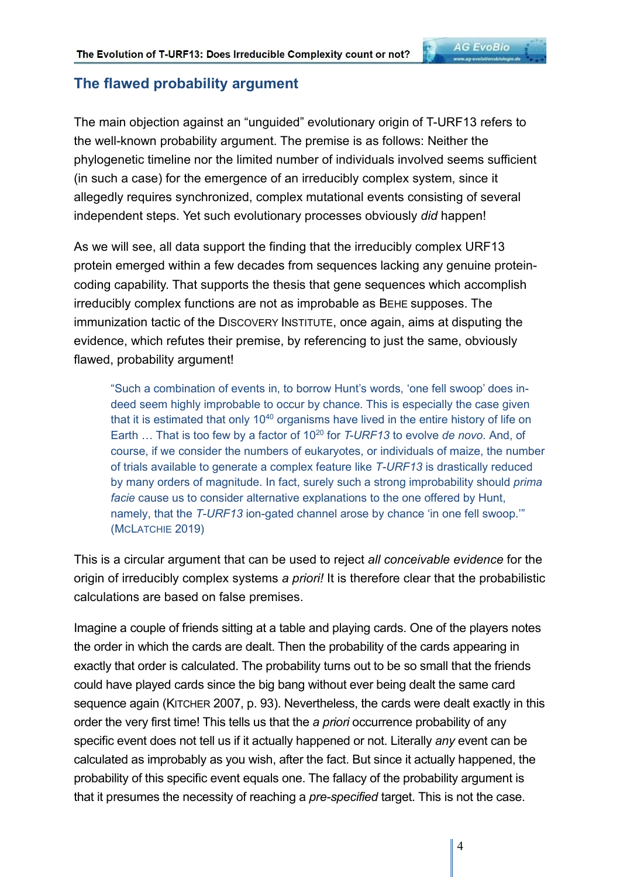## The flawed probability argument

The main objection against an "unguided" evolutionary origin of T-URF13 refers to the well-known probability argument. The premise is as follows: Neither the phylogenetic timeline nor the limited number of individuals involved seems sufficient (in such a case) for the emergence of an irreducibly complex system, since it allegedly requires synchronized, complex mutational events consisting of several independent steps. Yet such evolutionary processes obviously *did* happen!

As we will see, all data support the finding that the irreducibly complex URF13 protein emerged within a few decades from sequences lacking any genuine protein-coding capability. That supports the thesis that gene sequences which accomplish irreducibly complex functions are not as improbable as BEHE supposes. The immunization tactic of the DISCOVERY INSTITUTE, once again, aims at disputing the evidence, which refutes their premise, by referencing to just the same, obviously flawed, probability argument!

> "Such a combination of events in, to borrow Hunt's words, 'one fell swoop' does indeed seem highly improbable to occur by chance. This is especially the case given that it is estimated that only $10^{40}$ organisms have lived in the entire history of life on Earth … That is too few by a factor of $10^{20}$ for *T-URF13* to evolve *de novo*. And, of course, if we consider the numbers of eukaryotes, or individuals of maize, the number of trials available to generate a complex feature like *T-URF13* is drastically reduced by many orders of magnitude. In fact, surely such a strong improbability should *prima facie* cause us to consider alternative explanations to the one offered by Hunt, namely, that the *T-URF13* ion-gated channel arose by chance 'in one fell swoop.'" (MCLATCHIE 2019)

This is a circular argument that can be used to reject *all conceivable evidence* for the origin of irreducibly complex systems *a priori!* It is therefore clear that the probabilistic calculations are based on false premises.

Imagine a couple of friends sitting at a table and playing cards. One of the players notes the order in which the cards are dealt. Then the probability of the cards appearing in exactly that order is calculated. The probability turns out to be so small that the friends could have played cards since the big bang without ever being dealt the same card sequence again (KITCHER 2007, p. 93). Nevertheless, the cards were dealt exactly in this order the very first time! This tells us that the *a priori* occurrence probability of any specific event does not tell us if it actually happened or not. Literally *any* event can be calculated as improbably as you wish, after the fact. But since it actually happened, the probability of this specific event equals one. The fallacy of the probability argument is that it presumes the necessity of reaching a *pre-specified* target. This is not the case.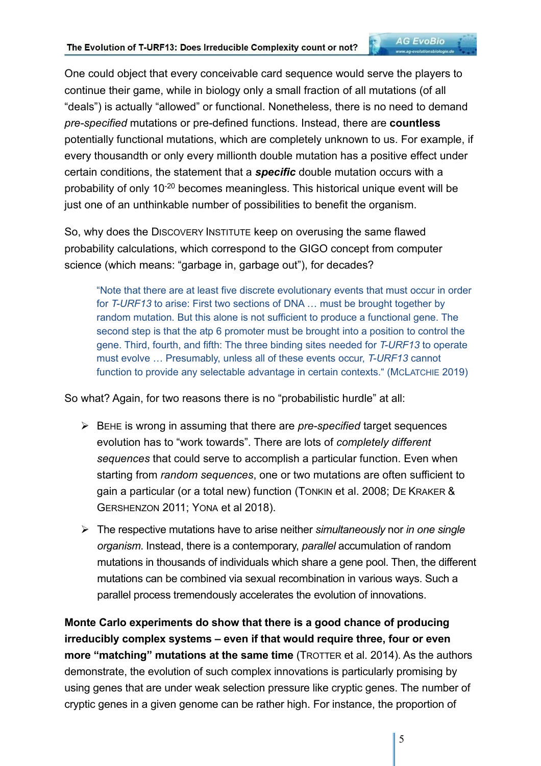One could object that every conceivable card sequence would serve the players to continue their game, while in biology only a small fraction of all mutations (of all "deals") is actually "allowed" or functional. Nonetheless, there is no need to demand *pre-specified* mutations or pre-defined functions. Instead, there are **countless** potentially functional mutations, which are completely unknown to us. For example, if every thousandth or only every millionth double mutation has a positive effect under certain conditions, the statement that a ***specific*** double mutation occurs with a probability of only $10^{-20}$ becomes meaningless. This historical unique event will be just one of an unthinkable number of possibilities to benefit the organism.

So, why does the DISCOVERY INSTITUTE keep on overusing the same flawed probability calculations, which correspond to the GIGO concept from computer science (which means: "garbage in, garbage out"), for decades?

> "Note that there are at least five discrete evolutionary events that must occur in order for *T-URF13* to arise: First two sections of DNA … must be brought together by random mutation. But this alone is not sufficient to produce a functional gene. The second step is that the atp 6 promoter must be brought into a position to control the gene. Third, fourth, and fifth: The three binding sites needed for *T-URF13* to operate must evolve … Presumably, unless all of these events occur, *T-URF13* cannot function to provide any selectable advantage in certain contexts." (MCLATCHIE 2019)

So what? Again, for two reasons there is no "probabilistic hurdle" at all:

- BEHE is wrong in assuming that there are *pre-specified* target sequences evolution has to "work towards". There are lots of *completely different sequences* that could serve to accomplish a particular function. Even when starting from *random sequences*, one or two mutations are often sufficient to gain a particular (or a total new) function (TONKIN et al. 2008; DE KRAKER & GERSHENZON 2011; YONA et al 2018).
- The respective mutations have to arise neither *simultaneously* nor *in one single organism*. Instead, there is a contemporary, *parallel* accumulation of random mutations in thousands of individuals which share a gene pool. Then, the different mutations can be combined via sexual recombination in various ways. Such a parallel process tremendously accelerates the evolution of innovations.

**Monte Carlo experiments do show that there is a good chance of producing irreducibly complex systems – even if that would require three, four or even more "matching" mutations at the same time** (TROTTER et al. 2014). As the authors demonstrate, the evolution of such complex innovations is particularly promising by using genes that are under weak selection pressure like cryptic genes. The number of cryptic genes in a given genome can be rather high. For instance, the proportion of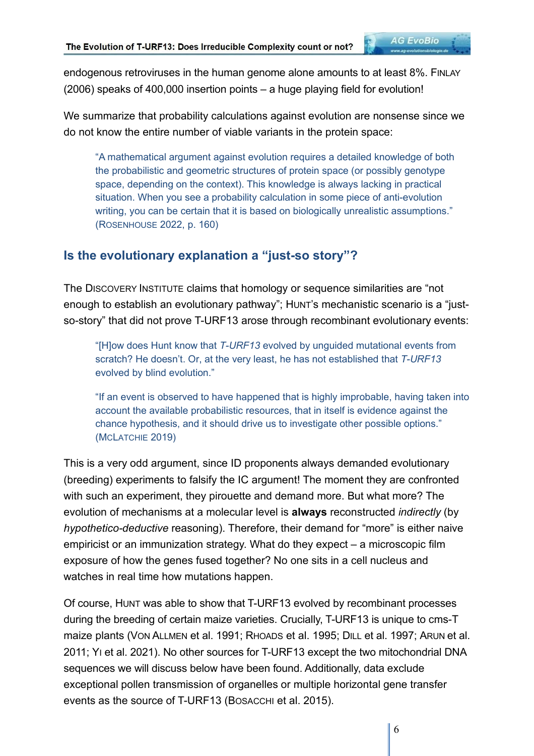endogenous retroviruses in the human genome alone amounts to at least 8%. FINLAY (2006) speaks of 400,000 insertion points – a huge playing field for evolution!

We summarize that probability calculations against evolution are nonsense since we do not know the entire number of viable variants in the protein space:

> "A mathematical argument against evolution requires a detailed knowledge of both the probabilistic and geometric structures of protein space (or possibly genotype space, depending on the context). This knowledge is always lacking in practical situation. When you see a probability calculation in some piece of anti-evolution writing, you can be certain that it is based on biologically unrealistic assumptions." (ROSENHOUSE 2022, p. 160)

## Is the evolutionary explanation a "just-so story"?

The DISCOVERY INSTITUTE claims that homology or sequence similarities are "not enough to establish an evolutionary pathway"; HUNT's mechanistic scenario is a "just-so-story" that did not prove T-URF13 arose through recombinant evolutionary events:

> "[H]ow does Hunt know that *T-URF13* evolved by unguided mutational events from scratch? He doesn't. Or, at the very least, he has not established that *T-URF13* evolved by blind evolution."
>
> "If an event is observed to have happened that is highly improbable, having taken into account the available probabilistic resources, that in itself is evidence against the chance hypothesis, and it should drive us to investigate other possible options." (MCLATCHIE 2019)

This is a very odd argument, since ID proponents always demanded evolutionary (breeding) experiments to falsify the IC argument! The moment they are confronted with such an experiment, they pirouette and demand more. But what more? The evolution of mechanisms at a molecular level is **always** reconstructed *indirectly* (by *hypothetico-deductive* reasoning). Therefore, their demand for "more" is either naive empiricist or an immunization strategy. What do they expect – a microscopic film exposure of how the genes fused together? No one sits in a cell nucleus and watches in real time how mutations happen.

Of course, HUNT was able to show that T-URF13 evolved by recombinant processes during the breeding of certain maize varieties. Crucially, T-URF13 is unique to cms-T maize plants (VON ALLMEN et al. 1991; RHOADS et al. 1995; DILL et al. 1997; ARUN et al. 2011; YI et al. 2021). No other sources for T-URF13 except the two mitochondrial DNA sequences we will discuss below have been found. Additionally, data exclude exceptional pollen transmission of organelles or multiple horizontal gene transfer events as the source of T-URF13 (BOSACCHI et al. 2015).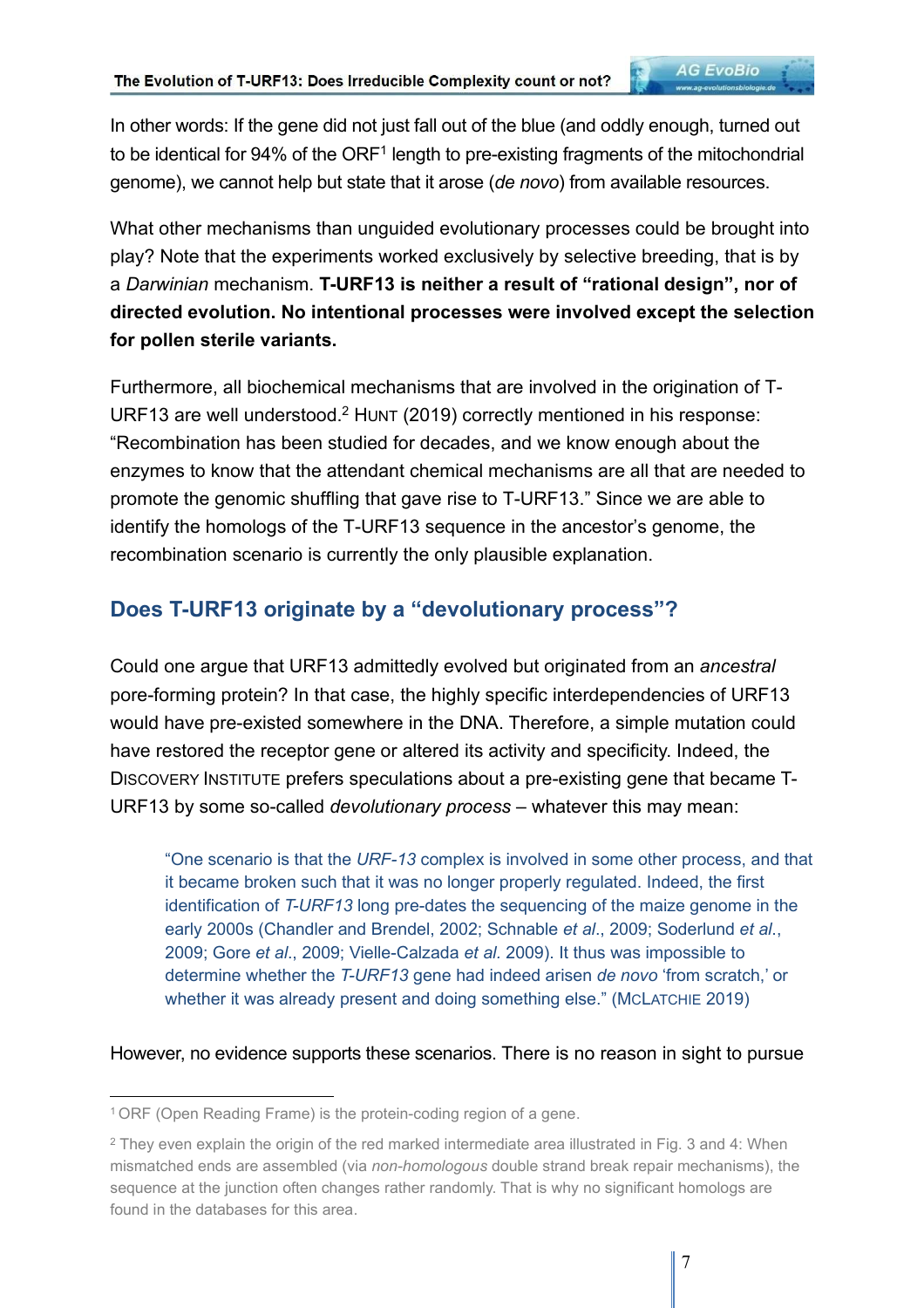In other words: If the gene did not just fall out of the blue (and oddly enough, turned out to be identical for 94% of the ORF[1] length to pre-existing fragments of the mitochondrial genome), we cannot help but state that it arose (*de novo*) from available resources.

What other mechanisms than unguided evolutionary processes could be brought into play? Note that the experiments worked exclusively by selective breeding, that is by a *Darwinian* mechanism. **T-URF13 is neither a result of "rational design", nor of directed evolution. No intentional processes were involved except the selection for pollen sterile variants.**

Furthermore, all biochemical mechanisms that are involved in the origination of T-URF13 are well understood.[2] Hunt (2019) correctly mentioned in his response: "Recombination has been studied for decades, and we know enough about the enzymes to know that the attendant chemical mechanisms are all that are needed to promote the genomic shuffling that gave rise to T-URF13." Since we are able to identify the homologs of the T-URF13 sequence in the ancestor's genome, the recombination scenario is currently the only plausible explanation.

## Does T-URF13 originate by a "devolutionary process"?

Could one argue that URF13 admittedly evolved but originated from an *ancestral* pore-forming protein? In that case, the highly specific interdependencies of URF13 would have pre-existed somewhere in the DNA. Therefore, a simple mutation could have restored the receptor gene or altered its activity and specificity. Indeed, the Discovery Institute prefers speculations about a pre-existing gene that became T-URF13 by some so-called *devolutionary process* – whatever this may mean:

> "One scenario is that the *URF-13* complex is involved in some other process, and that it became broken such that it was no longer properly regulated. Indeed, the first identification of *T-URF13* long pre-dates the sequencing of the maize genome in the early 2000s (Chandler and Brendel, 2002; Schnable *et al*., 2009; Soderlund *et al*., 2009; Gore *et al*., 2009; Vielle-Calzada *et al*. 2009). It thus was impossible to determine whether the *T-URF13* gene had indeed arisen *de novo* 'from scratch,' or whether it was already present and doing something else." (McLatchie 2019)

However, no evidence supports these scenarios. There is no reason in sight to pursue

---

[1] ORF (Open Reading Frame) is the protein-coding region of a gene.

[2] They even explain the origin of the red marked intermediate area illustrated in Fig. 3 and 4: When mismatched ends are assembled (via *non-homologous* double strand break repair mechanisms), the sequence at the junction often changes rather randomly. That is why no significant homologs are found in the databases for this area.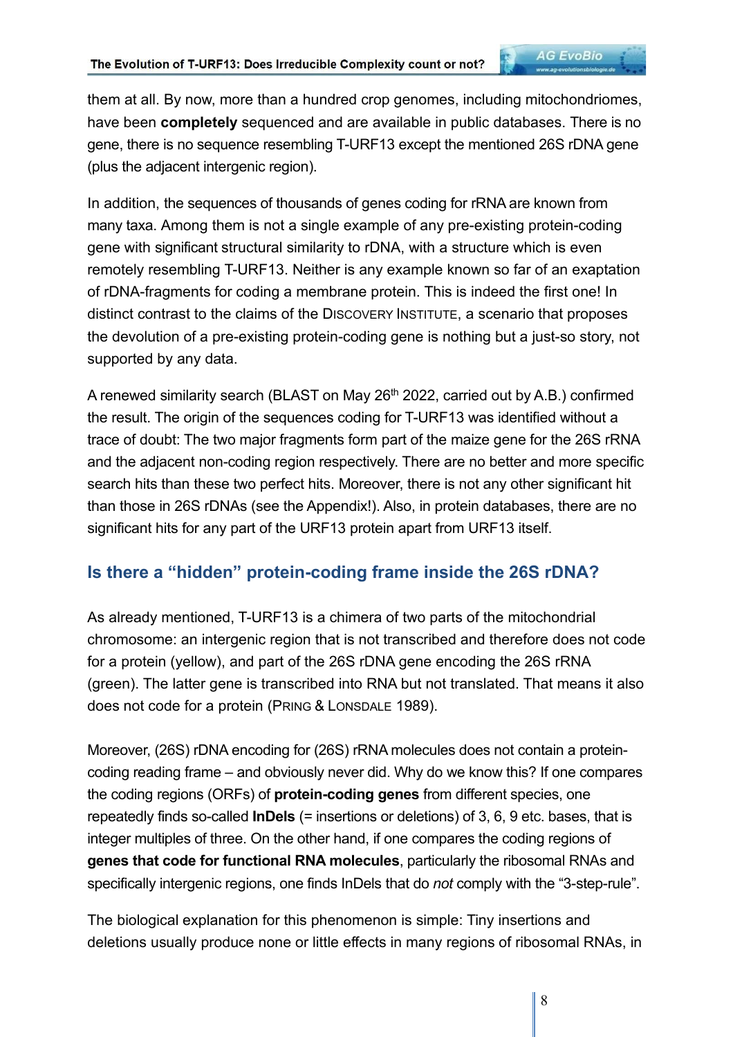them at all. By now, more than a hundred crop genomes, including mitochondriomes, have been **completely** sequenced and are available in public databases. There is no gene, there is no sequence resembling T-URF13 except the mentioned 26S rDNA gene (plus the adjacent intergenic region).

In addition, the sequences of thousands of genes coding for rRNA are known from many taxa. Among them is not a single example of any pre-existing protein-coding gene with significant structural similarity to rDNA, with a structure which is even remotely resembling T-URF13. Neither is any example known so far of an exaptation of rDNA-fragments for coding a membrane protein. This is indeed the first one! In distinct contrast to the claims of the Discovery Institute, a scenario that proposes the devolution of a pre-existing protein-coding gene is nothing but a just-so story, not supported by any data.

A renewed similarity search (BLAST on May 26th 2022, carried out by A.B.) confirmed the result. The origin of the sequences coding for T-URF13 was identified without a trace of doubt: The two major fragments form part of the maize gene for the 26S rRNA and the adjacent non-coding region respectively. There are no better and more specific search hits than these two perfect hits. Moreover, there is not any other significant hit than those in 26S rDNAs (see the Appendix!). Also, in protein databases, there are no significant hits for any part of the URF13 protein apart from URF13 itself.

## Is there a "hidden" protein-coding frame inside the 26S rDNA?

As already mentioned, T-URF13 is a chimera of two parts of the mitochondrial chromosome: an intergenic region that is not transcribed and therefore does not code for a protein (yellow), and part of the 26S rDNA gene encoding the 26S rRNA (green). The latter gene is transcribed into RNA but not translated. That means it also does not code for a protein (Pring & Lonsdale 1989).

Moreover, (26S) rDNA encoding for (26S) rRNA molecules does not contain a protein-coding reading frame – and obviously never did. Why do we know this? If one compares the coding regions (ORFs) of **protein-coding genes** from different species, one repeatedly finds so-called **InDels** (= insertions or deletions) of 3, 6, 9 etc. bases, that is integer multiples of three. On the other hand, if one compares the coding regions of **genes that code for functional RNA molecules**, particularly the ribosomal RNAs and specifically intergenic regions, one finds InDels that do *not* comply with the "3-step-rule".

The biological explanation for this phenomenon is simple: Tiny insertions and deletions usually produce none or little effects in many regions of ribosomal RNAs, in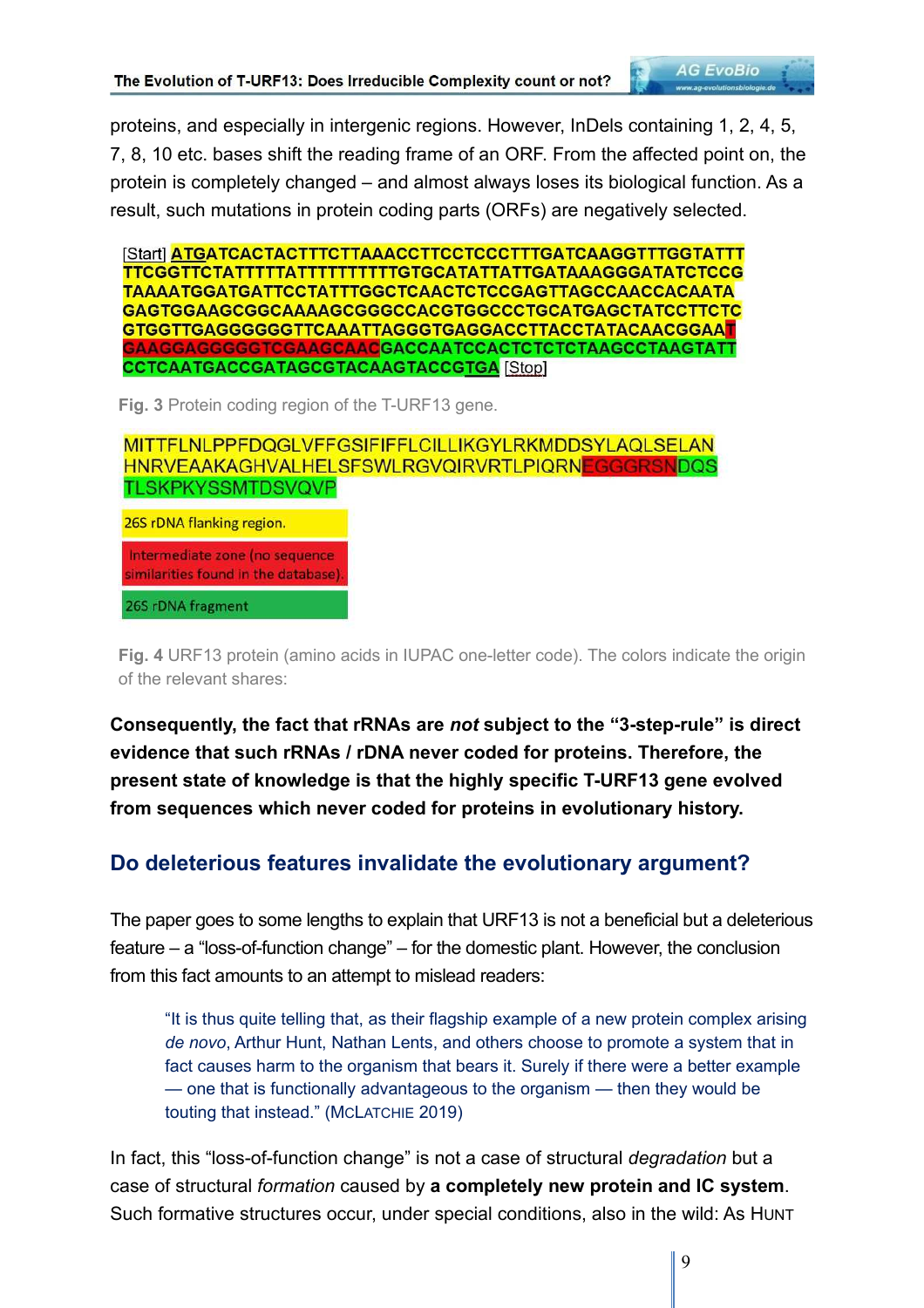proteins, and especially in intergenic regions. However, InDels containing 1, 2, 4, 5, 7, 8, 10 etc. bases shift the reading frame of an ORF. From the affected point on, the protein is completely changed – and almost always loses its biological function. As a result, such mutations in protein coding parts (ORFs) are negatively selected.

```
[Start] ATGATCACTACTTTCTTAAACCTTCCTCCCTTTGATCAAGGTTTGGTATTT
TTCGGTTCTATTTTTATTTTTTTTTTGTGCATATTATTGATAAAGGGATATCTCCG
TAAAATGGATGATTCCTATTTGGCTCAACTCTCCGAGTTAGCCAACCACAATA
GAGTGGAAGCGGCAAAAGCGGGCCACGTGGCCCTGCATGAGCTATCCTTCTC
GTGGTTGAGGGGGGTTCAAATTAGGGTGAGGACCTTACCTATACAACGGAAT
GAAGGAGGGGGTCGAAGCAACGACCAATCCACTCTCTCTAAGCCTAAGTATT
CCTCAATGACCGATAGCGTACAAGTACCGTGA [Stop]
```

**Fig. 3** Protein coding region of the T-URF13 gene.

```
MITTFLNLPPFDQGLVFFGSIFIFFLCILLIKGYLRKMDDSYLAQLSELAN
HNRVEAAKAGHVALHELSFSWLRGVQIRVRTLPIQRNEGGGRSNDQS
TLSKPKYSSMTDSVQVP
```

26S rDNA flanking region.

Intermediate zone (no sequence similarities found in the database).

26S rDNA fragment

**Fig. 4** URF13 protein (amino acids in IUPAC one-letter code). The colors indicate the origin of the relevant shares:

**Consequently, the fact that rRNAs are *not* subject to the "3-step-rule" is direct evidence that such rRNAs / rDNA never coded for proteins. Therefore, the present state of knowledge is that the highly specific T-URF13 gene evolved from sequences which never coded for proteins in evolutionary history.**

## Do deleterious features invalidate the evolutionary argument?

The paper goes to some lengths to explain that URF13 is not a beneficial but a deleterious feature – a "loss-of-function change" – for the domestic plant. However, the conclusion from this fact amounts to an attempt to mislead readers:

> "It is thus quite telling that, as their flagship example of a new protein complex arising *de novo*, Arthur Hunt, Nathan Lents, and others choose to promote a system that in fact causes harm to the organism that bears it. Surely if there were a better example — one that is functionally advantageous to the organism — then they would be touting that instead." (McLatchie 2019)

In fact, this "loss-of-function change" is not a case of structural *degradation* but a case of structural *formation* caused by **a completely new protein and IC system**. Such formative structures occur, under special conditions, also in the wild: As Hunt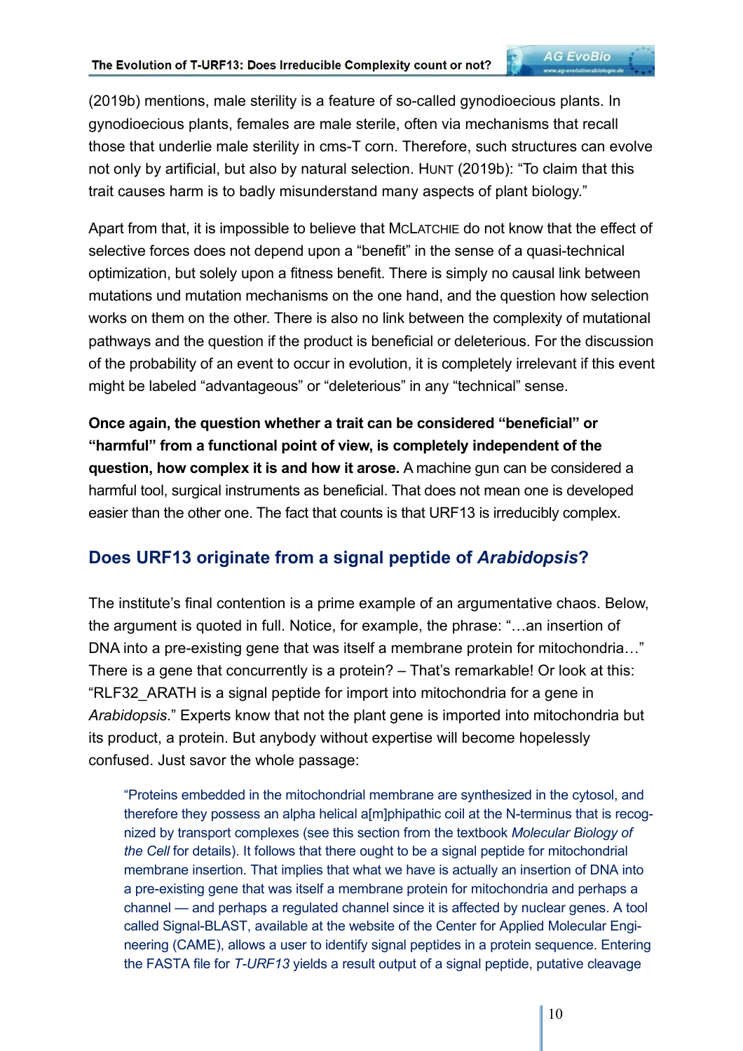(2019b) mentions, male sterility is a feature of so-called gynodioecious plants. In gynodioecious plants, females are male sterile, often via mechanisms that recall those that underlie male sterility in cms-T corn. Therefore, such structures can evolve not only by artificial, but also by natural selection. HUNT (2019b): "To claim that this trait causes harm is to badly misunderstand many aspects of plant biology."

Apart from that, it is impossible to believe that MCLATCHIE do not know that the effect of selective forces does not depend upon a "benefit" in the sense of a quasi-technical optimization, but solely upon a fitness benefit. There is simply no causal link between mutations und mutation mechanisms on the one hand, and the question how selection works on them on the other. There is also no link between the complexity of mutational pathways and the question if the product is beneficial or deleterious. For the discussion of the probability of an event to occur in evolution, it is completely irrelevant if this event might be labeled "advantageous" or "deleterious" in any "technical" sense.

**Once again, the question whether a trait can be considered "beneficial" or "harmful" from a functional point of view, is completely independent of the question, how complex it is and how it arose.** A machine gun can be considered a harmful tool, surgical instruments as beneficial. That does not mean one is developed easier than the other one. The fact that counts is that URF13 is irreducibly complex.

## Does URF13 originate from a signal peptide of *Arabidopsis*?

The institute's final contention is a prime example of an argumentative chaos. Below, the argument is quoted in full. Notice, for example, the phrase: "…an insertion of DNA into a pre-existing gene that was itself a membrane protein for mitochondria…" There is a gene that concurrently is a protein? – That's remarkable! Or look at this: "RLF32_ARATH is a signal peptide for import into mitochondria for a gene in *Arabidopsis*." Experts know that not the plant gene is imported into mitochondria but its product, a protein. But anybody without expertise will become hopelessly confused. Just savor the whole passage:

> "Proteins embedded in the mitochondrial membrane are synthesized in the cytosol, and therefore they possess an alpha helical a[m]phipathic coil at the N-terminus that is recognized by transport complexes (see this section from the textbook *Molecular Biology of the Cell* for details). It follows that there ought to be a signal peptide for mitochondrial membrane insertion. That implies that what we have is actually an insertion of DNA into a pre-existing gene that was itself a membrane protein for mitochondria and perhaps a channel — and perhaps a regulated channel since it is affected by nuclear genes. A tool called Signal-BLAST, available at the website of the Center for Applied Molecular Engineering (CAME), allows a user to identify signal peptides in a protein sequence. Entering the FASTA file for *T-URF13* yields a result output of a signal peptide, putative cleavage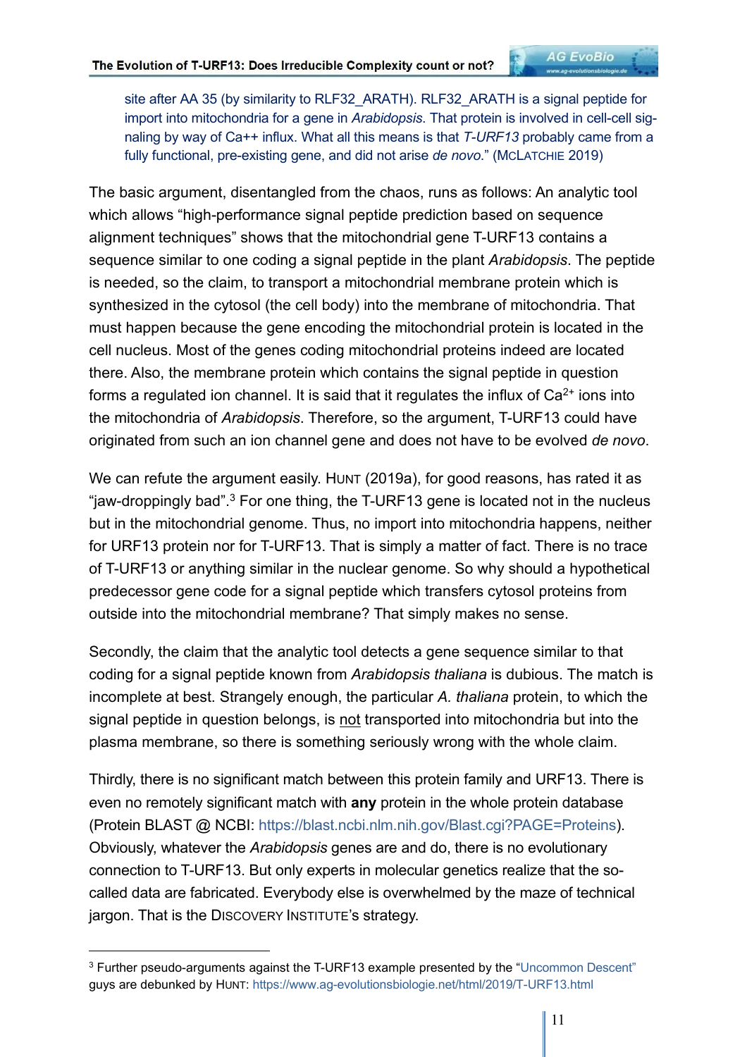site after AA 35 (by similarity to RLF32_ARATH). RLF32_ARATH is a signal peptide for import into mitochondria for a gene in *Arabidopsis*. That protein is involved in cell-cell signaling by way of Ca++ influx. What all this means is that *T-URF13* probably came from a fully functional, pre-existing gene, and did not arise *de novo*." (McLatchie 2019)

The basic argument, disentangled from the chaos, runs as follows: An analytic tool which allows "high-performance signal peptide prediction based on sequence alignment techniques" shows that the mitochondrial gene T-URF13 contains a sequence similar to one coding a signal peptide in the plant *Arabidopsis*. The peptide is needed, so the claim, to transport a mitochondrial membrane protein which is synthesized in the cytosol (the cell body) into the membrane of mitochondria. That must happen because the gene encoding the mitochondrial protein is located in the cell nucleus. Most of the genes coding mitochondrial proteins indeed are located there. Also, the membrane protein which contains the signal peptide in question forms a regulated ion channel. It is said that it regulates the influx of $Ca^{2+}$ ions into the mitochondria of *Arabidopsis*. Therefore, so the argument, T-URF13 could have originated from such an ion channel gene and does not have to be evolved *de novo*.

We can refute the argument easily. Hunt (2019a), for good reasons, has rated it as "jaw-droppingly bad".[3] For one thing, the T-URF13 gene is located not in the nucleus but in the mitochondrial genome. Thus, no import into mitochondria happens, neither for URF13 protein nor for T-URF13. That is simply a matter of fact. There is no trace of T-URF13 or anything similar in the nuclear genome. So why should a hypothetical predecessor gene code for a signal peptide which transfers cytosol proteins from outside into the mitochondrial membrane? That simply makes no sense.

Secondly, the claim that the analytic tool detects a gene sequence similar to that coding for a signal peptide known from *Arabidopsis thaliana* is dubious. The match is incomplete at best. Strangely enough, the particular *A. thaliana* protein, to which the signal peptide in question belongs, is not transported into mitochondria but into the plasma membrane, so there is something seriously wrong with the whole claim.

Thirdly, there is no significant match between this protein family and URF13. There is even no remotely significant match with **any** protein in the whole protein database (Protein BLAST @ NCBI: https://blast.ncbi.nlm.nih.gov/Blast.cgi?PAGE=Proteins). Obviously, whatever the *Arabidopsis* genes are and do, there is no evolutionary connection to T-URF13. But only experts in molecular genetics realize that the so-called data are fabricated. Everybody else is overwhelmed by the maze of technical jargon. That is the Discovery Institute's strategy.

[3] Further pseudo-arguments against the T-URF13 example presented by the "Uncommon Descent" guys are debunked by Hunt: https://www.ag-evolutionsbiologie.net/html/2019/T-URF13.html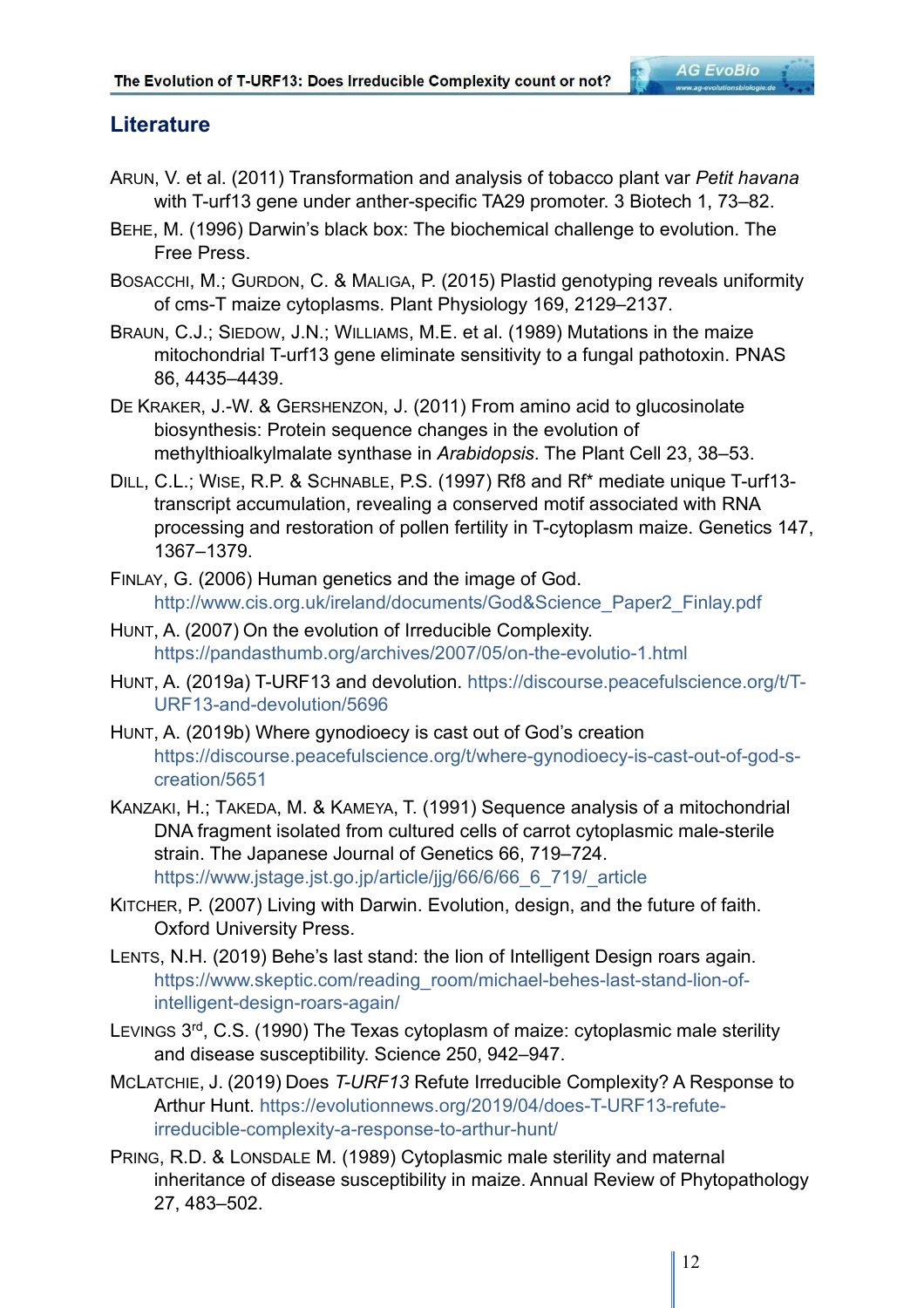## Literature

ARUN, V. et al. (2011) Transformation and analysis of tobacco plant var *Petit havana* with T-urf13 gene under anther-specific TA29 promoter. 3 Biotech 1, 73–82.

BEHE, M. (1996) Darwin's black box: The biochemical challenge to evolution. The Free Press.

BOSACCHI, M.; GURDON, C. & MALIGA, P. (2015) Plastid genotyping reveals uniformity of cms-T maize cytoplasms. Plant Physiology 169, 2129–2137.

BRAUN, C.J.; SIEDOW, J.N.; WILLIAMS, M.E. et al. (1989) Mutations in the maize mitochondrial T-urf13 gene eliminate sensitivity to a fungal pathotoxin. PNAS 86, 4435–4439.

DE KRAKER, J.-W. & GERSHENZON, J. (2011) From amino acid to glucosinolate biosynthesis: Protein sequence changes in the evolution of methylthioalkylmalate synthase in *Arabidopsis*. The Plant Cell 23, 38–53.

DILL, C.L.; WISE, R.P. & SCHNABLE, P.S. (1997) Rf8 and Rf* mediate unique T-urf13-transcript accumulation, revealing a conserved motif associated with RNA processing and restoration of pollen fertility in T-cytoplasm maize. Genetics 147, 1367–1379.

FINLAY, G. (2006) Human genetics and the image of God. http://www.cis.org.uk/ireland/documents/God&Science_Paper2_Finlay.pdf

HUNT, A. (2007) On the evolution of Irreducible Complexity. https://pandasthumb.org/archives/2007/05/on-the-evolutio-1.html

HUNT, A. (2019a) T-URF13 and devolution. https://discourse.peacefulscience.org/t/T-URF13-and-devolution/5696

HUNT, A. (2019b) Where gynodioecy is cast out of God's creation https://discourse.peacefulscience.org/t/where-gynodioecy-is-cast-out-of-god-s-creation/5651

KANZAKI, H.; TAKEDA, M. & KAMEYA, T. (1991) Sequence analysis of a mitochondrial DNA fragment isolated from cultured cells of carrot cytoplasmic male-sterile strain. The Japanese Journal of Genetics 66, 719–724. https://www.jstage.jst.go.jp/article/jjg/66/6/66_6_719/_article

KITCHER, P. (2007) Living with Darwin. Evolution, design, and the future of faith. Oxford University Press.

LENTS, N.H. (2019) Behe's last stand: the lion of Intelligent Design roars again. https://www.skeptic.com/reading_room/michael-behes-last-stand-lion-of-intelligent-design-roars-again/

LEVINGS 3rd, C.S. (1990) The Texas cytoplasm of maize: cytoplasmic male sterility and disease susceptibility. Science 250, 942–947.

MCLATCHIE, J. (2019) Does *T-URF13* Refute Irreducible Complexity? A Response to Arthur Hunt. https://evolutionnews.org/2019/04/does-T-URF13-refute-irreducible-complexity-a-response-to-arthur-hunt/

PRING, R.D. & LONSDALE M. (1989) Cytoplasmic male sterility and maternal inheritance of disease susceptibility in maize. Annual Review of Phytopathology 27, 483–502.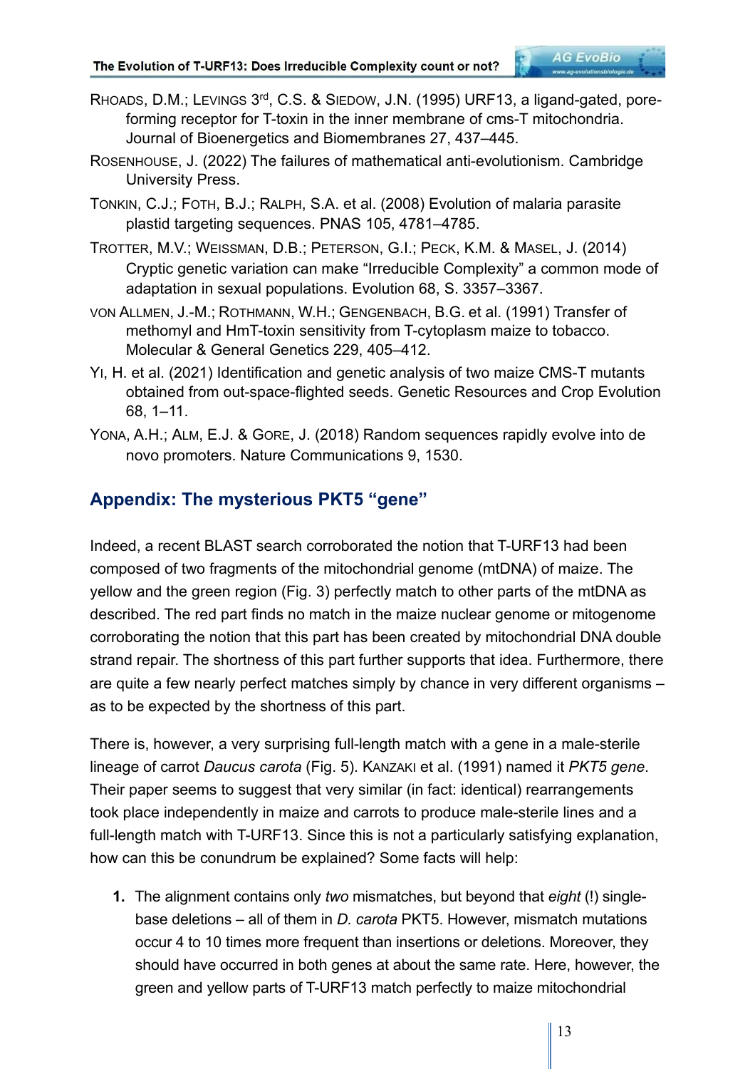Rhoads, D.M.; Levings 3rd, C.S. & Siedow, J.N. (1995) URF13, a ligand-gated, pore-forming receptor for T-toxin in the inner membrane of cms-T mitochondria. Journal of Bioenergetics and Biomembranes 27, 437–445.

Rosenhouse, J. (2022) The failures of mathematical anti-evolutionism. Cambridge University Press.

Tonkin, C.J.; Foth, B.J.; Ralph, S.A. et al. (2008) Evolution of malaria parasite plastid targeting sequences. PNAS 105, 4781–4785.

Trotter, M.V.; Weissman, D.B.; Peterson, G.I.; Peck, K.M. & Masel, J. (2014) Cryptic genetic variation can make "Irreducible Complexity" a common mode of adaptation in sexual populations. Evolution 68, S. 3357–3367.

von Allmen, J.-M.; Rothmann, W.H.; Gengenbach, B.G. et al. (1991) Transfer of methomyl and HmT-toxin sensitivity from T-cytoplasm maize to tobacco. Molecular & General Genetics 229, 405–412.

Yi, H. et al. (2021) Identification and genetic analysis of two maize CMS-T mutants obtained from out-space-flighted seeds. Genetic Resources and Crop Evolution 68, 1–11.

Yona, A.H.; Alm, E.J. & Gore, J. (2018) Random sequences rapidly evolve into de novo promoters. Nature Communications 9, 1530.

## Appendix: The mysterious PKT5 "gene"

Indeed, a recent BLAST search corroborated the notion that T-URF13 had been composed of two fragments of the mitochondrial genome (mtDNA) of maize. The yellow and the green region (Fig. 3) perfectly match to other parts of the mtDNA as described. The red part finds no match in the maize nuclear genome or mitogenome corroborating the notion that this part has been created by mitochondrial DNA double strand repair. The shortness of this part further supports that idea. Furthermore, there are quite a few nearly perfect matches simply by chance in very different organisms – as to be expected by the shortness of this part.

There is, however, a very surprising full-length match with a gene in a male-sterile lineage of carrot *Daucus carota* (Fig. 5). Kanzaki et al. (1991) named it *PKT5 gene*. Their paper seems to suggest that very similar (in fact: identical) rearrangements took place independently in maize and carrots to produce male-sterile lines and a full-length match with T-URF13. Since this is not a particularly satisfying explanation, how can this be conundrum be explained? Some facts will help:

1. The alignment contains only *two* mismatches, but beyond that *eight* (!) single-base deletions – all of them in *D. carota* PKT5. However, mismatch mutations occur 4 to 10 times more frequent than insertions or deletions. Moreover, they should have occurred in both genes at about the same rate. Here, however, the green and yellow parts of T-URF13 match perfectly to maize mitochondrial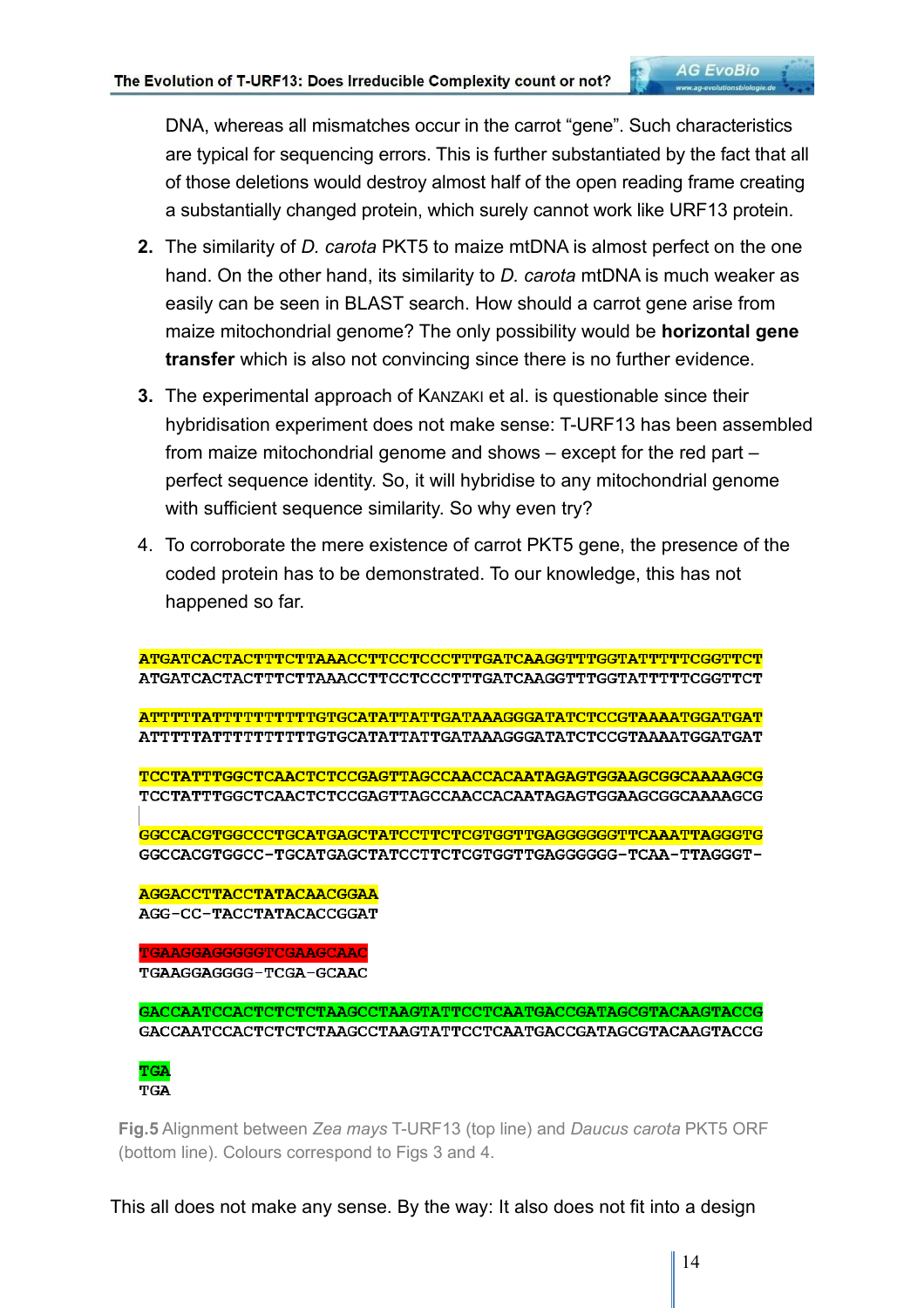DNA, whereas all mismatches occur in the carrot "gene". Such characteristics are typical for sequencing errors. This is further substantiated by the fact that all of those deletions would destroy almost half of the open reading frame creating a substantially changed protein, which surely cannot work like URF13 protein.

2. The similarity of *D. carota* PKT5 to maize mtDNA is almost perfect on the one hand. On the other hand, its similarity to *D. carota* mtDNA is much weaker as easily can be seen in BLAST search. How should a carrot gene arise from maize mitochondrial genome? The only possibility would be **horizontal gene transfer** which is also not convincing since there is no further evidence.

3. The experimental approach of KANZAKI et al. is questionable since their hybridisation experiment does not make sense: T-URF13 has been assembled from maize mitochondrial genome and shows – except for the red part – perfect sequence identity. So, it will hybridise to any mitochondrial genome with sufficient sequence similarity. So why even try?

4. To corroborate the mere existence of carrot PKT5 gene, the presence of the coded protein has to be demonstrated. To our knowledge, this has not happened so far.

```
ATGATCACTACTTTCTTAAACCTTCCTCCCTTTGATCAAGGTTTGGTATTTTTCGGTTCT
ATGATCACTACTTTCTTAAACCTTCCTCCCTTTGATCAAGGTTTGGTATTTTTCGGTTCT

ATTTTTATTTTTTTTTTGTGCATATTATTGATAAAGGGATATCTCCGTAAAATGGATGAT
ATTTTTATTTTTTTTTTGTGCATATTATTGATAAAGGGATATCTCCGTAAAATGGATGAT

TCCTATTTGGCTCAACTCTCCGAGTTAGCCAACCACAATAGAGTGGAAGCGGCAAAAGCG
TCCTATTTGGCTCAACTCTCCGAGTTAGCCAACCACAATAGAGTGGAAGCGGCAAAAGCG

GGCCACGTGGCCCTGCATGAGCTATCCTTCTCGTGGTTGAGGGGGGTTCAAATTAGGGTG
GGCCACGTGGCC-TGCATGAGCTATCCTTCTCGTGGTTGAGGGGGG-TCAA-TTAGGGT-

AGGACCTTACCTATACAACGGAA
AGG-CC-TACCTATACACCGGAT

TGAAGGAGGGGGTCGAAGCAAC
TGAAGGAGGGG-TCGA-GCAAC

GACCAATCCACTCTCTCTAAGCCTAAGTATTCCTCAATGACCGATAGCGTACAAGTACCG
GACCAATCCACTCTCTCTAAGCCTAAGTATTCCTCAATGACCGATAGCGTACAAGTACCG

TGA
TGA
```

**Fig.5** Alignment between *Zea mays* T-URF13 (top line) and *Daucus carota* PKT5 ORF (bottom line). Colours correspond to Figs 3 and 4.

This all does not make any sense. By the way: It also does not fit into a design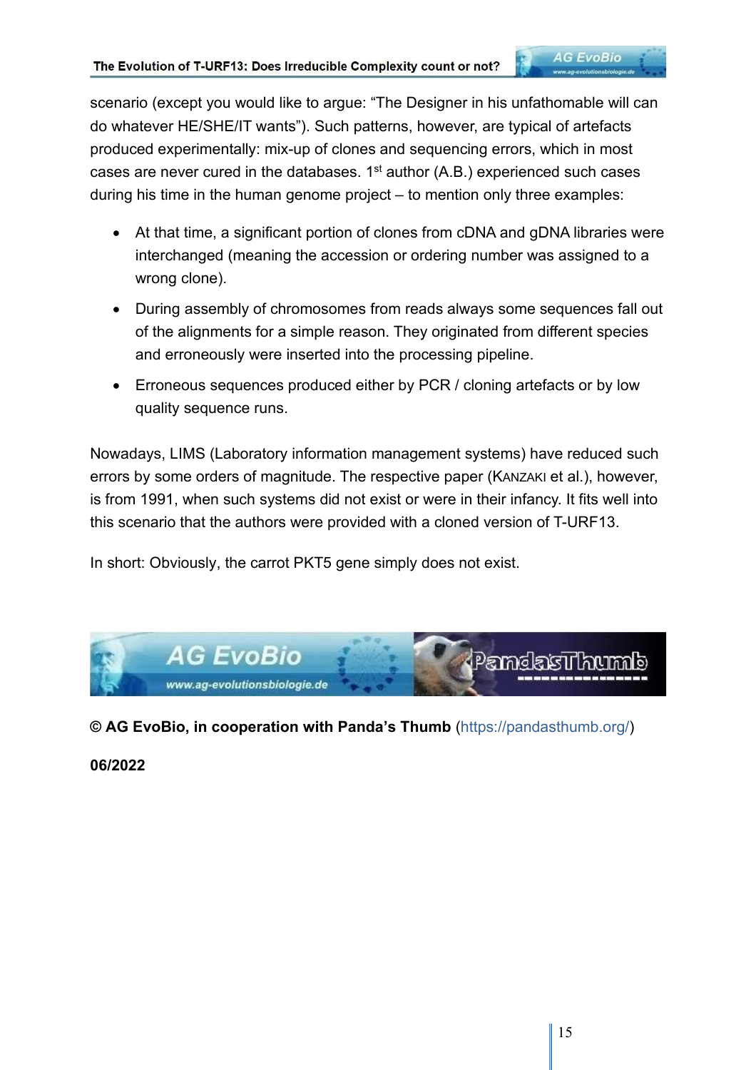scenario (except you would like to argue: “The Designer in his unfathomable will can do whatever HE/SHE/IT wants”). Such patterns, however, are typical of artefacts produced experimentally: mix-up of clones and sequencing errors, which in most cases are never cured in the databases. 1st author (A.B.) experienced such cases during his time in the human genome project – to mention only three examples:

- At that time, a significant portion of clones from cDNA and gDNA libraries were interchanged (meaning the accession or ordering number was assigned to a wrong clone).
- During assembly of chromosomes from reads always some sequences fall out of the alignments for a simple reason. They originated from different species and erroneously were inserted into the processing pipeline.
- Erroneous sequences produced either by PCR / cloning artefacts or by low quality sequence runs.

Nowadays, LIMS (Laboratory information management systems) have reduced such errors by some orders of magnitude. The respective paper (KANZAKI et al.), however, is from 1991, when such systems did not exist or were in their infancy. It fits well into this scenario that the authors were provided with a cloned version of T-URF13.

In short: Obviously, the carrot PKT5 gene simply does not exist.

AG EvoBio www.ag-evolutionsbiologie.de PandasThumb

**© AG EvoBio, in cooperation with Panda’s Thumb** (https://pandasthumb.org/)

**06/2022**